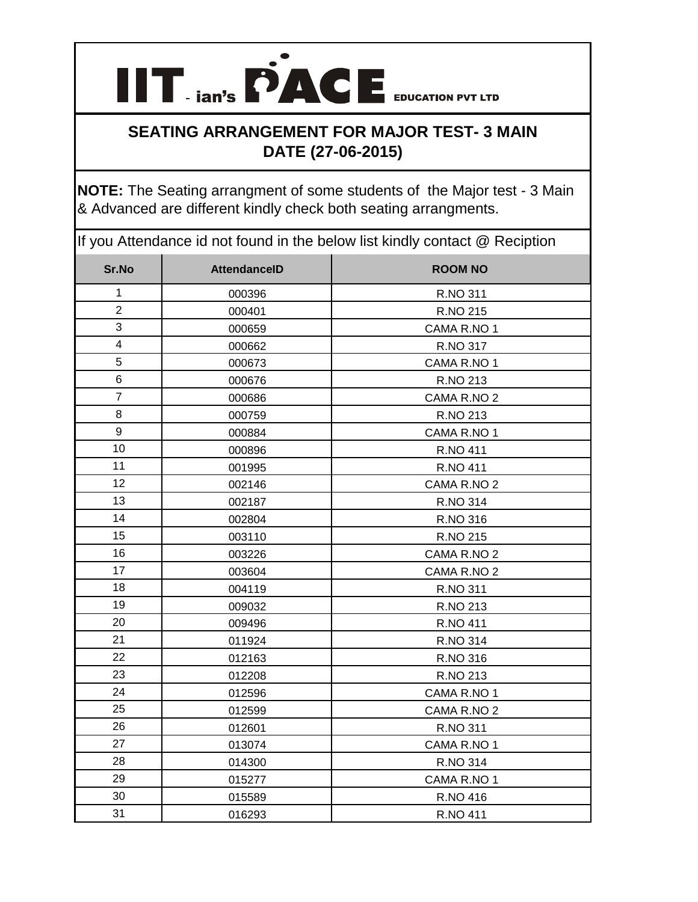# IIT - ian's PACE EDUCATION PVT LTD

## SEATING ARRANGEMENT FOR MAJOR TEST- 3 MAIN DATE (27-06-2015)

**NOTE:** The Seating arrangment of some students of the Major test - 3 Main & Advanced are different kindly check both seating arrangments.

If you Attendance id not found in the below list kindly contact @ Reciption

| Sr.No | AttendanceID | ROOM NO |
|---|---|---|
| 1 | 000396 | R.NO 311 |
| 2 | 000401 | R.NO 215 |
| 3 | 000659 | CAMA R.NO 1 |
| 4 | 000662 | R.NO 317 |
| 5 | 000673 | CAMA R.NO 1 |
| 6 | 000676 | R.NO 213 |
| 7 | 000686 | CAMA R.NO 2 |
| 8 | 000759 | R.NO 213 |
| 9 | 000884 | CAMA R.NO 1 |
| 10 | 000896 | R.NO 411 |
| 11 | 001995 | R.NO 411 |
| 12 | 002146 | CAMA R.NO 2 |
| 13 | 002187 | R.NO 314 |
| 14 | 002804 | R.NO 316 |
| 15 | 003110 | R.NO 215 |
| 16 | 003226 | CAMA R.NO 2 |
| 17 | 003604 | CAMA R.NO 2 |
| 18 | 004119 | R.NO 311 |
| 19 | 009032 | R.NO 213 |
| 20 | 009496 | R.NO 411 |
| 21 | 011924 | R.NO 314 |
| 22 | 012163 | R.NO 316 |
| 23 | 012208 | R.NO 213 |
| 24 | 012596 | CAMA R.NO 1 |
| 25 | 012599 | CAMA R.NO 2 |
| 26 | 012601 | R.NO 311 |
| 27 | 013074 | CAMA R.NO 1 |
| 28 | 014300 | R.NO 314 |
| 29 | 015277 | CAMA R.NO 1 |
| 30 | 015589 | R.NO 416 |
| 31 | 016293 | R.NO 411 |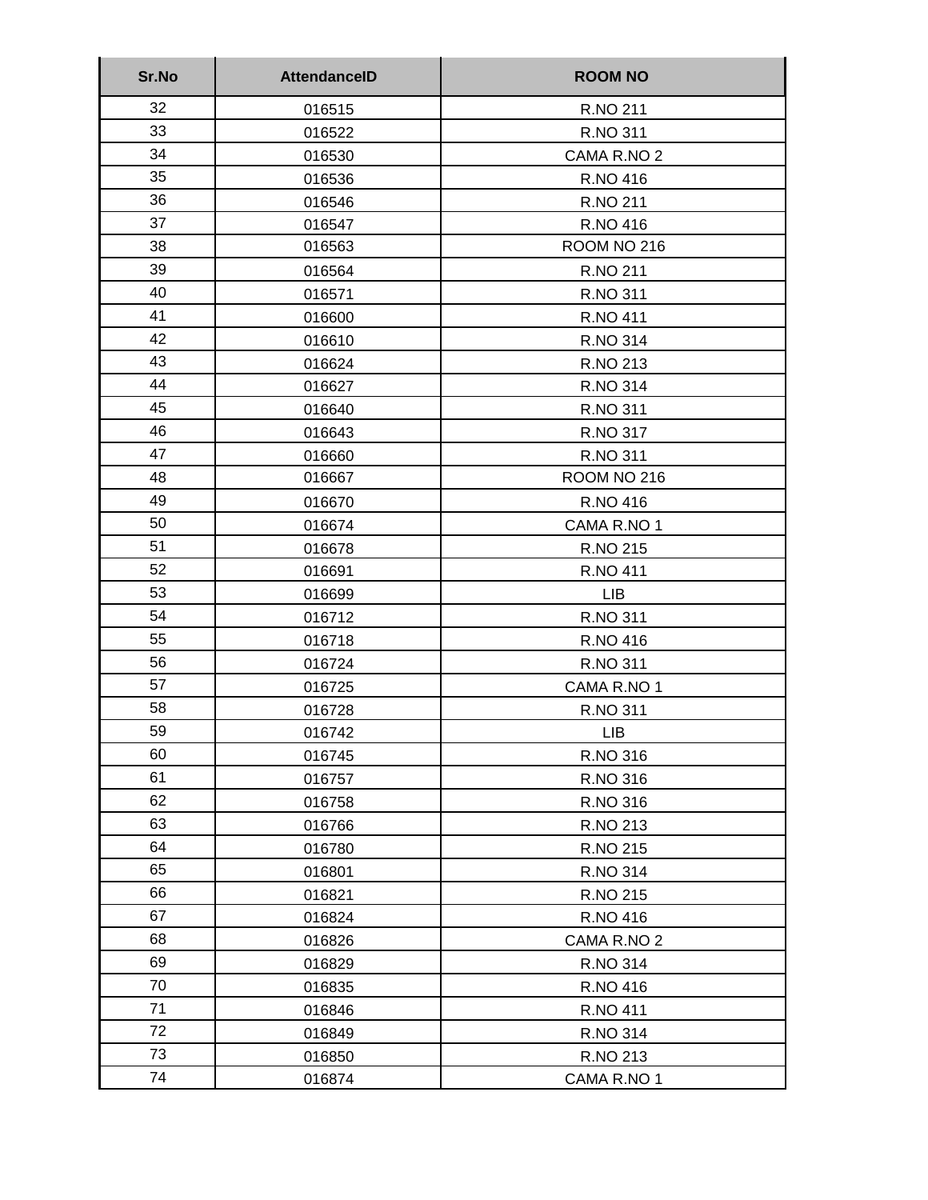| Sr.No | AttendanceID | ROOM NO |
| --- | --- | --- |
| 32 | 016515 | R.NO 211 |
| 33 | 016522 | R.NO 311 |
| 34 | 016530 | CAMA R.NO 2 |
| 35 | 016536 | R.NO 416 |
| 36 | 016546 | R.NO 211 |
| 37 | 016547 | R.NO 416 |
| 38 | 016563 | ROOM NO 216 |
| 39 | 016564 | R.NO 211 |
| 40 | 016571 | R.NO 311 |
| 41 | 016600 | R.NO 411 |
| 42 | 016610 | R.NO 314 |
| 43 | 016624 | R.NO 213 |
| 44 | 016627 | R.NO 314 |
| 45 | 016640 | R.NO 311 |
| 46 | 016643 | R.NO 317 |
| 47 | 016660 | R.NO 311 |
| 48 | 016667 | ROOM NO 216 |
| 49 | 016670 | R.NO 416 |
| 50 | 016674 | CAMA R.NO 1 |
| 51 | 016678 | R.NO 215 |
| 52 | 016691 | R.NO 411 |
| 53 | 016699 | LIB |
| 54 | 016712 | R.NO 311 |
| 55 | 016718 | R.NO 416 |
| 56 | 016724 | R.NO 311 |
| 57 | 016725 | CAMA R.NO 1 |
| 58 | 016728 | R.NO 311 |
| 59 | 016742 | LIB |
| 60 | 016745 | R.NO 316 |
| 61 | 016757 | R.NO 316 |
| 62 | 016758 | R.NO 316 |
| 63 | 016766 | R.NO 213 |
| 64 | 016780 | R.NO 215 |
| 65 | 016801 | R.NO 314 |
| 66 | 016821 | R.NO 215 |
| 67 | 016824 | R.NO 416 |
| 68 | 016826 | CAMA R.NO 2 |
| 69 | 016829 | R.NO 314 |
| 70 | 016835 | R.NO 416 |
| 71 | 016846 | R.NO 411 |
| 72 | 016849 | R.NO 314 |
| 73 | 016850 | R.NO 213 |
| 74 | 016874 | CAMA R.NO 1 |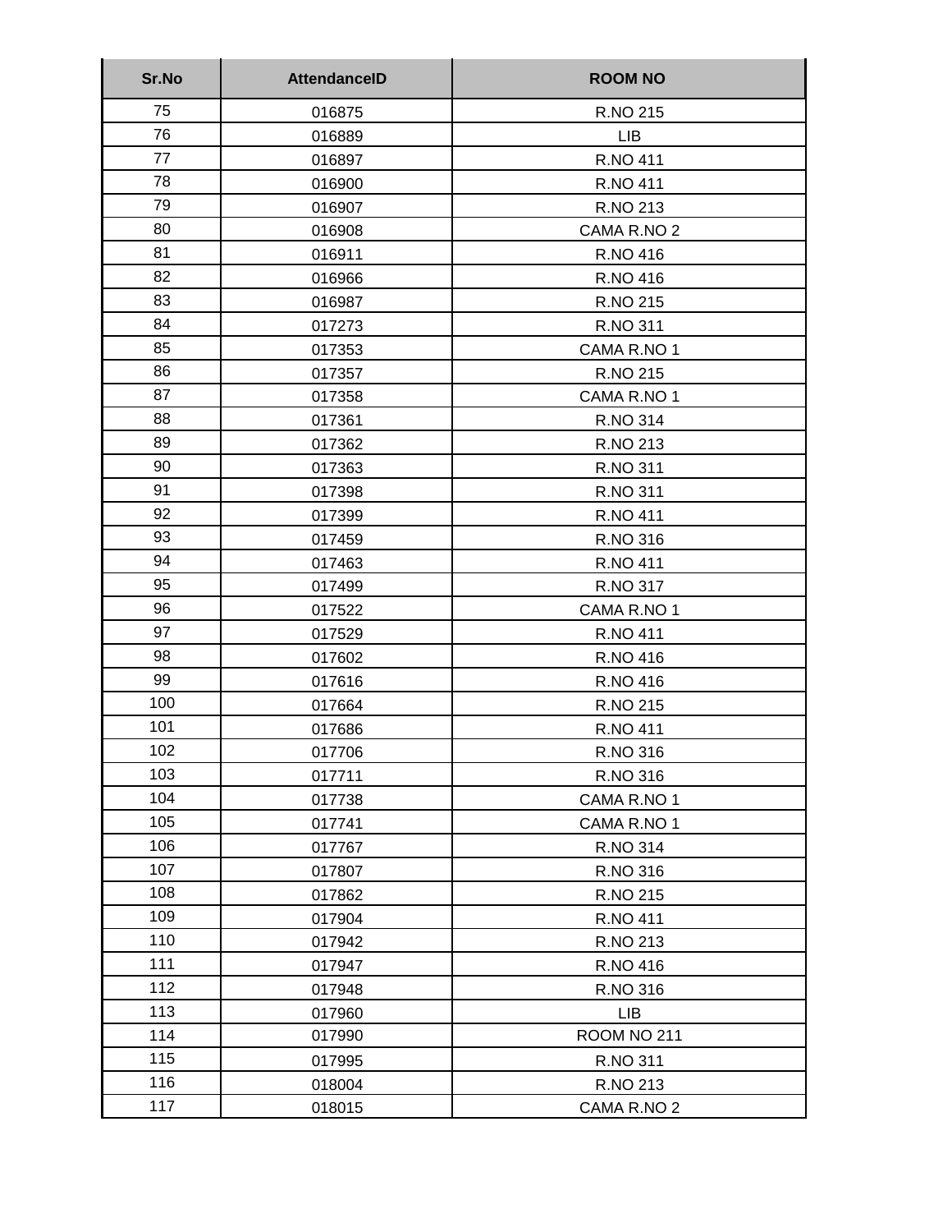| Sr.No | AttendanceID | ROOM NO |
|---|---|---|
| 75 | 016875 | R.NO 215 |
| 76 | 016889 | LIB |
| 77 | 016897 | R.NO 411 |
| 78 | 016900 | R.NO 411 |
| 79 | 016907 | R.NO 213 |
| 80 | 016908 | CAMA R.NO 2 |
| 81 | 016911 | R.NO 416 |
| 82 | 016966 | R.NO 416 |
| 83 | 016987 | R.NO 215 |
| 84 | 017273 | R.NO 311 |
| 85 | 017353 | CAMA R.NO 1 |
| 86 | 017357 | R.NO 215 |
| 87 | 017358 | CAMA R.NO 1 |
| 88 | 017361 | R.NO 314 |
| 89 | 017362 | R.NO 213 |
| 90 | 017363 | R.NO 311 |
| 91 | 017398 | R.NO 311 |
| 92 | 017399 | R.NO 411 |
| 93 | 017459 | R.NO 316 |
| 94 | 017463 | R.NO 411 |
| 95 | 017499 | R.NO 317 |
| 96 | 017522 | CAMA R.NO 1 |
| 97 | 017529 | R.NO 411 |
| 98 | 017602 | R.NO 416 |
| 99 | 017616 | R.NO 416 |
| 100 | 017664 | R.NO 215 |
| 101 | 017686 | R.NO 411 |
| 102 | 017706 | R.NO 316 |
| 103 | 017711 | R.NO 316 |
| 104 | 017738 | CAMA R.NO 1 |
| 105 | 017741 | CAMA R.NO 1 |
| 106 | 017767 | R.NO 314 |
| 107 | 017807 | R.NO 316 |
| 108 | 017862 | R.NO 215 |
| 109 | 017904 | R.NO 411 |
| 110 | 017942 | R.NO 213 |
| 111 | 017947 | R.NO 416 |
| 112 | 017948 | R.NO 316 |
| 113 | 017960 | LIB |
| 114 | 017990 | ROOM NO 211 |
| 115 | 017995 | R.NO 311 |
| 116 | 018004 | R.NO 213 |
| 117 | 018015 | CAMA R.NO 2 |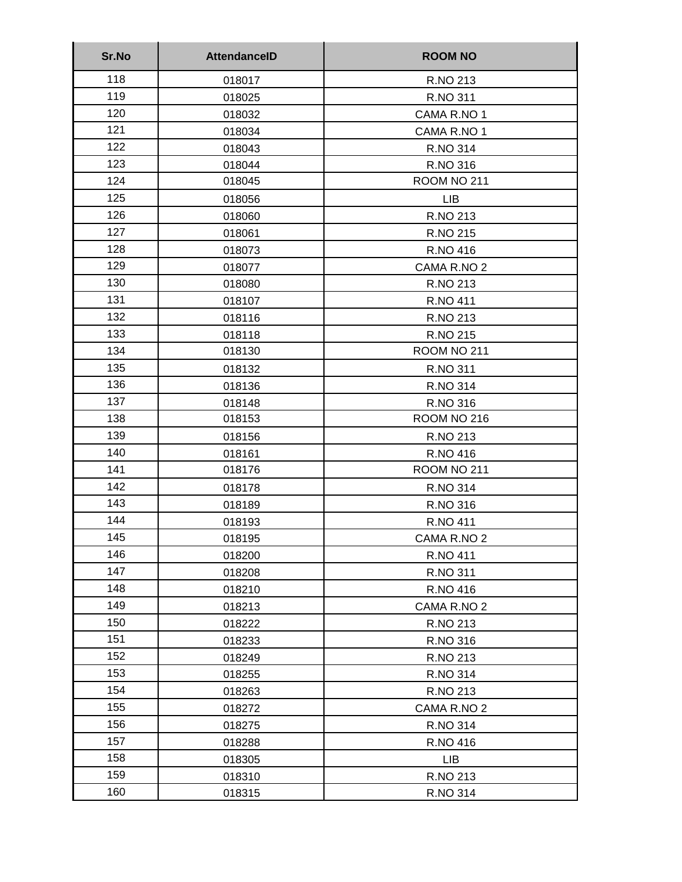| Sr.No | AttendanceID | ROOM NO |
| --- | --- | --- |
| 118 | 018017 | R.NO 213 |
| 119 | 018025 | R.NO 311 |
| 120 | 018032 | CAMA R.NO 1 |
| 121 | 018034 | CAMA R.NO 1 |
| 122 | 018043 | R.NO 314 |
| 123 | 018044 | R.NO 316 |
| 124 | 018045 | ROOM NO 211 |
| 125 | 018056 | LIB |
| 126 | 018060 | R.NO 213 |
| 127 | 018061 | R.NO 215 |
| 128 | 018073 | R.NO 416 |
| 129 | 018077 | CAMA R.NO 2 |
| 130 | 018080 | R.NO 213 |
| 131 | 018107 | R.NO 411 |
| 132 | 018116 | R.NO 213 |
| 133 | 018118 | R.NO 215 |
| 134 | 018130 | ROOM NO 211 |
| 135 | 018132 | R.NO 311 |
| 136 | 018136 | R.NO 314 |
| 137 | 018148 | R.NO 316 |
| 138 | 018153 | ROOM NO 216 |
| 139 | 018156 | R.NO 213 |
| 140 | 018161 | R.NO 416 |
| 141 | 018176 | ROOM NO 211 |
| 142 | 018178 | R.NO 314 |
| 143 | 018189 | R.NO 316 |
| 144 | 018193 | R.NO 411 |
| 145 | 018195 | CAMA R.NO 2 |
| 146 | 018200 | R.NO 411 |
| 147 | 018208 | R.NO 311 |
| 148 | 018210 | R.NO 416 |
| 149 | 018213 | CAMA R.NO 2 |
| 150 | 018222 | R.NO 213 |
| 151 | 018233 | R.NO 316 |
| 152 | 018249 | R.NO 213 |
| 153 | 018255 | R.NO 314 |
| 154 | 018263 | R.NO 213 |
| 155 | 018272 | CAMA R.NO 2 |
| 156 | 018275 | R.NO 314 |
| 157 | 018288 | R.NO 416 |
| 158 | 018305 | LIB |
| 159 | 018310 | R.NO 213 |
| 160 | 018315 | R.NO 314 |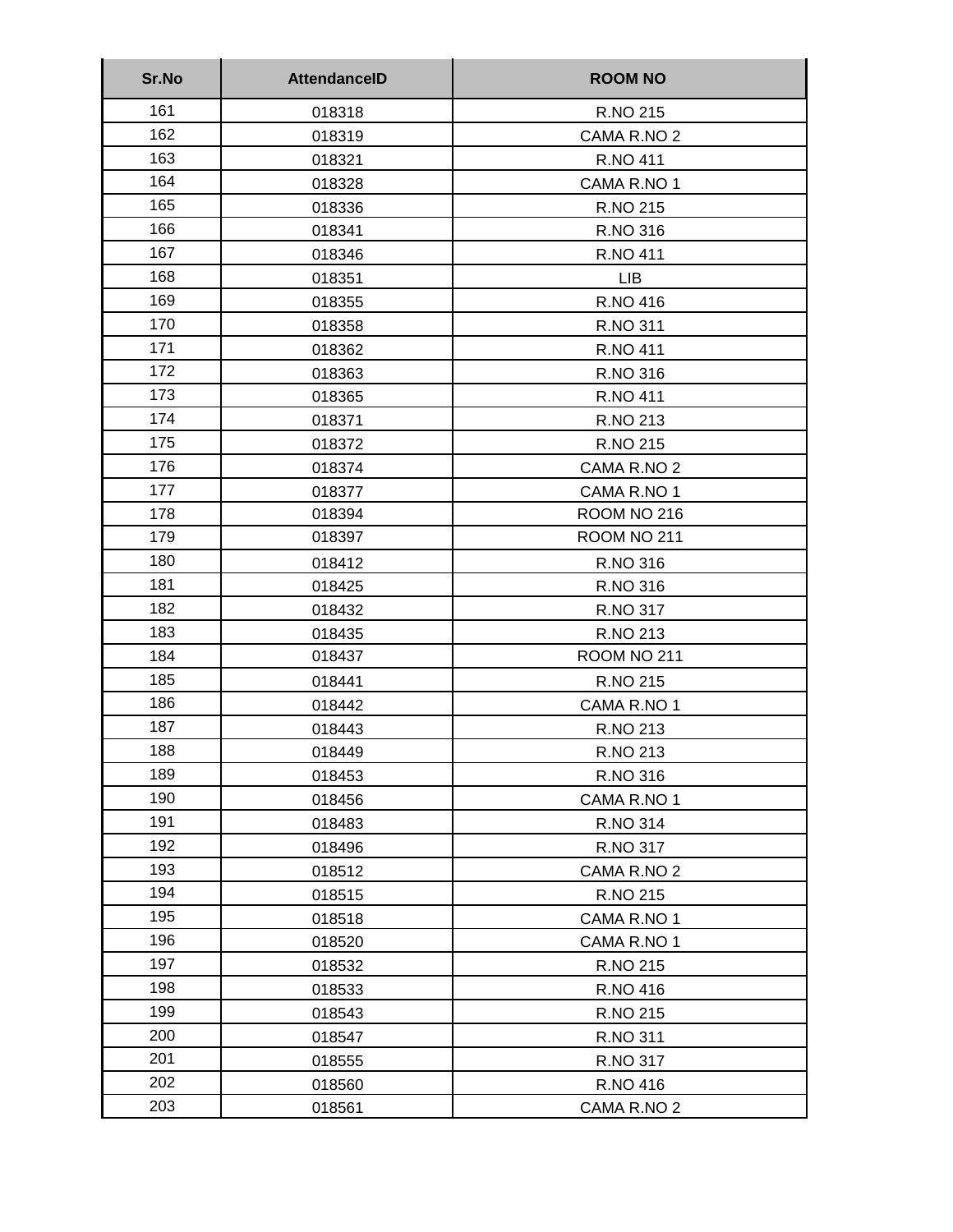| Sr.No | AttendanceID | ROOM NO |
|---|---|---|
| 161 | 018318 | R.NO 215 |
| 162 | 018319 | CAMA R.NO 2 |
| 163 | 018321 | R.NO 411 |
| 164 | 018328 | CAMA R.NO 1 |
| 165 | 018336 | R.NO 215 |
| 166 | 018341 | R.NO 316 |
| 167 | 018346 | R.NO 411 |
| 168 | 018351 | LIB |
| 169 | 018355 | R.NO 416 |
| 170 | 018358 | R.NO 311 |
| 171 | 018362 | R.NO 411 |
| 172 | 018363 | R.NO 316 |
| 173 | 018365 | R.NO 411 |
| 174 | 018371 | R.NO 213 |
| 175 | 018372 | R.NO 215 |
| 176 | 018374 | CAMA R.NO 2 |
| 177 | 018377 | CAMA R.NO 1 |
| 178 | 018394 | ROOM NO 216 |
| 179 | 018397 | ROOM NO 211 |
| 180 | 018412 | R.NO 316 |
| 181 | 018425 | R.NO 316 |
| 182 | 018432 | R.NO 317 |
| 183 | 018435 | R.NO 213 |
| 184 | 018437 | ROOM NO 211 |
| 185 | 018441 | R.NO 215 |
| 186 | 018442 | CAMA R.NO 1 |
| 187 | 018443 | R.NO 213 |
| 188 | 018449 | R.NO 213 |
| 189 | 018453 | R.NO 316 |
| 190 | 018456 | CAMA R.NO 1 |
| 191 | 018483 | R.NO 314 |
| 192 | 018496 | R.NO 317 |
| 193 | 018512 | CAMA R.NO 2 |
| 194 | 018515 | R.NO 215 |
| 195 | 018518 | CAMA R.NO 1 |
| 196 | 018520 | CAMA R.NO 1 |
| 197 | 018532 | R.NO 215 |
| 198 | 018533 | R.NO 416 |
| 199 | 018543 | R.NO 215 |
| 200 | 018547 | R.NO 311 |
| 201 | 018555 | R.NO 317 |
| 202 | 018560 | R.NO 416 |
| 203 | 018561 | CAMA R.NO 2 |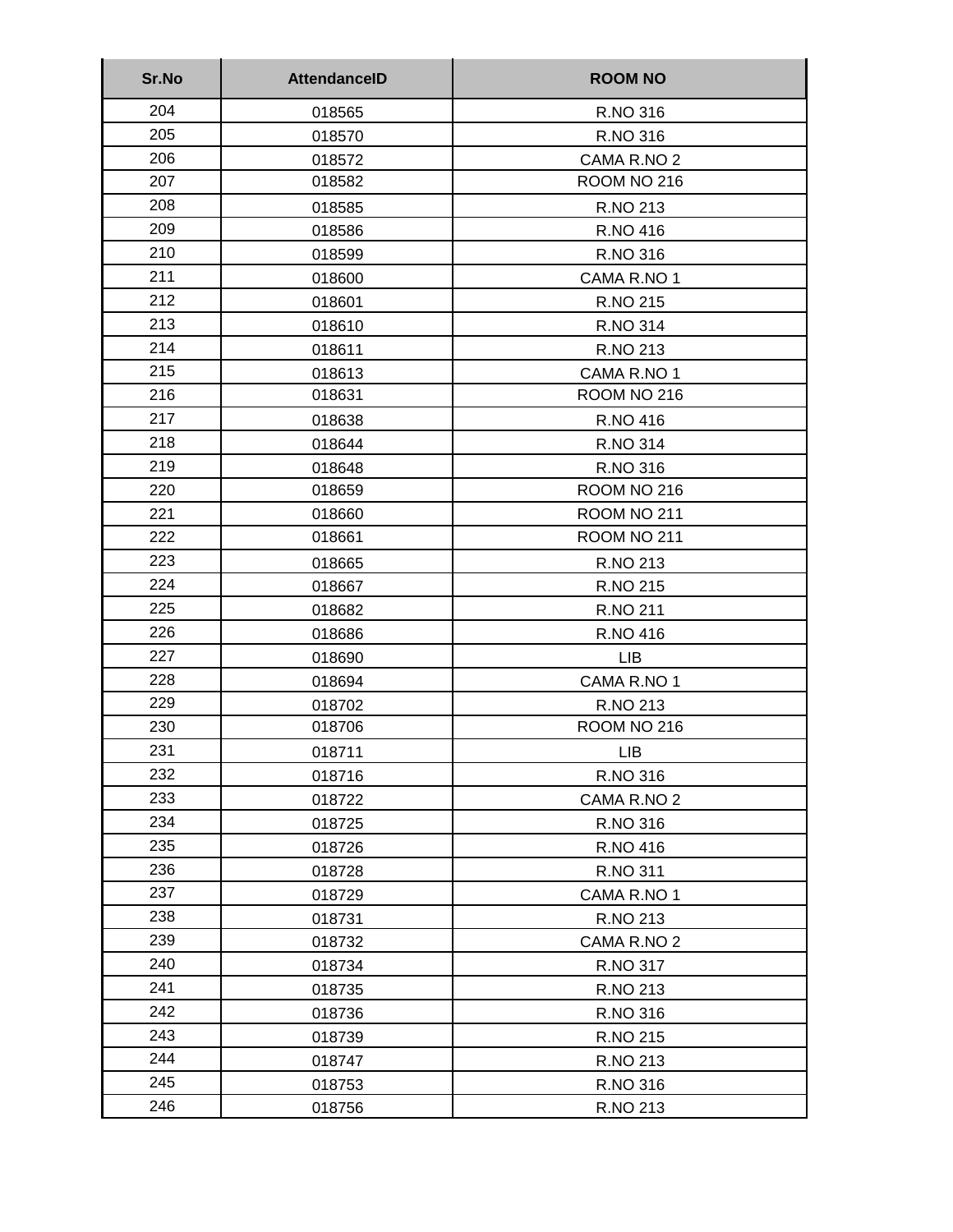| Sr.No | AttendanceID | ROOM NO |
|---|---|---|
| 204 | 018565 | R.NO 316 |
| 205 | 018570 | R.NO 316 |
| 206 | 018572 | CAMA R.NO 2 |
| 207 | 018582 | ROOM NO 216 |
| 208 | 018585 | R.NO 213 |
| 209 | 018586 | R.NO 416 |
| 210 | 018599 | R.NO 316 |
| 211 | 018600 | CAMA R.NO 1 |
| 212 | 018601 | R.NO 215 |
| 213 | 018610 | R.NO 314 |
| 214 | 018611 | R.NO 213 |
| 215 | 018613 | CAMA R.NO 1 |
| 216 | 018631 | ROOM NO 216 |
| 217 | 018638 | R.NO 416 |
| 218 | 018644 | R.NO 314 |
| 219 | 018648 | R.NO 316 |
| 220 | 018659 | ROOM NO 216 |
| 221 | 018660 | ROOM NO 211 |
| 222 | 018661 | ROOM NO 211 |
| 223 | 018665 | R.NO 213 |
| 224 | 018667 | R.NO 215 |
| 225 | 018682 | R.NO 211 |
| 226 | 018686 | R.NO 416 |
| 227 | 018690 | LIB |
| 228 | 018694 | CAMA R.NO 1 |
| 229 | 018702 | R.NO 213 |
| 230 | 018706 | ROOM NO 216 |
| 231 | 018711 | LIB |
| 232 | 018716 | R.NO 316 |
| 233 | 018722 | CAMA R.NO 2 |
| 234 | 018725 | R.NO 316 |
| 235 | 018726 | R.NO 416 |
| 236 | 018728 | R.NO 311 |
| 237 | 018729 | CAMA R.NO 1 |
| 238 | 018731 | R.NO 213 |
| 239 | 018732 | CAMA R.NO 2 |
| 240 | 018734 | R.NO 317 |
| 241 | 018735 | R.NO 213 |
| 242 | 018736 | R.NO 316 |
| 243 | 018739 | R.NO 215 |
| 244 | 018747 | R.NO 213 |
| 245 | 018753 | R.NO 316 |
| 246 | 018756 | R.NO 213 |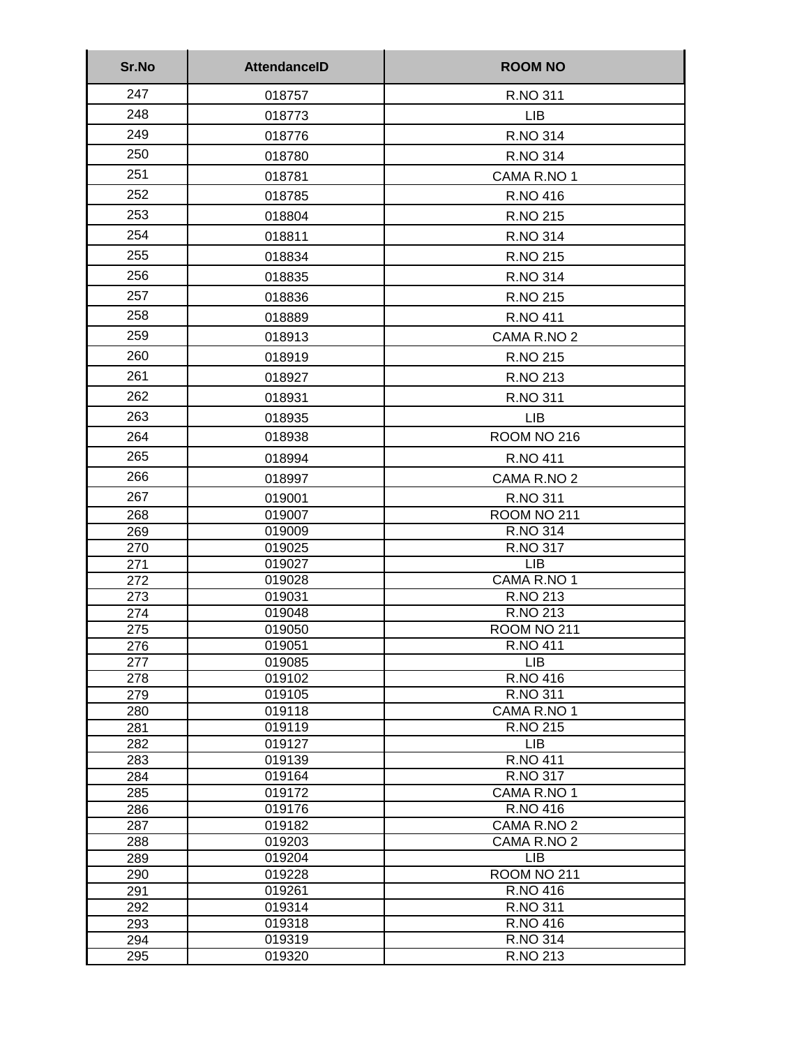| Sr.No | AttendanceID | ROOM NO |
|---|---|---|
| 247 | 018757 | R.NO 311 |
| 248 | 018773 | LIB |
| 249 | 018776 | R.NO 314 |
| 250 | 018780 | R.NO 314 |
| 251 | 018781 | CAMA R.NO 1 |
| 252 | 018785 | R.NO 416 |
| 253 | 018804 | R.NO 215 |
| 254 | 018811 | R.NO 314 |
| 255 | 018834 | R.NO 215 |
| 256 | 018835 | R.NO 314 |
| 257 | 018836 | R.NO 215 |
| 258 | 018889 | R.NO 411 |
| 259 | 018913 | CAMA R.NO 2 |
| 260 | 018919 | R.NO 215 |
| 261 | 018927 | R.NO 213 |
| 262 | 018931 | R.NO 311 |
| 263 | 018935 | LIB |
| 264 | 018938 | ROOM NO 216 |
| 265 | 018994 | R.NO 411 |
| 266 | 018997 | CAMA R.NO 2 |
| 267 | 019001 | R.NO 311 |
| 268 | 019007 | ROOM NO 211 |
| 269 | 019009 | R.NO 314 |
| 270 | 019025 | R.NO 317 |
| 271 | 019027 | LIB |
| 272 | 019028 | CAMA R.NO 1 |
| 273 | 019031 | R.NO 213 |
| 274 | 019048 | R.NO 213 |
| 275 | 019050 | ROOM NO 211 |
| 276 | 019051 | R.NO 411 |
| 277 | 019085 | LIB |
| 278 | 019102 | R.NO 416 |
| 279 | 019105 | R.NO 311 |
| 280 | 019118 | CAMA R.NO 1 |
| 281 | 019119 | R.NO 215 |
| 282 | 019127 | LIB |
| 283 | 019139 | R.NO 411 |
| 284 | 019164 | R.NO 317 |
| 285 | 019172 | CAMA R.NO 1 |
| 286 | 019176 | R.NO 416 |
| 287 | 019182 | CAMA R.NO 2 |
| 288 | 019203 | CAMA R.NO 2 |
| 289 | 019204 | LIB |
| 290 | 019228 | ROOM NO 211 |
| 291 | 019261 | R.NO 416 |
| 292 | 019314 | R.NO 311 |
| 293 | 019318 | R.NO 416 |
| 294 | 019319 | R.NO 314 |
| 295 | 019320 | R.NO 213 |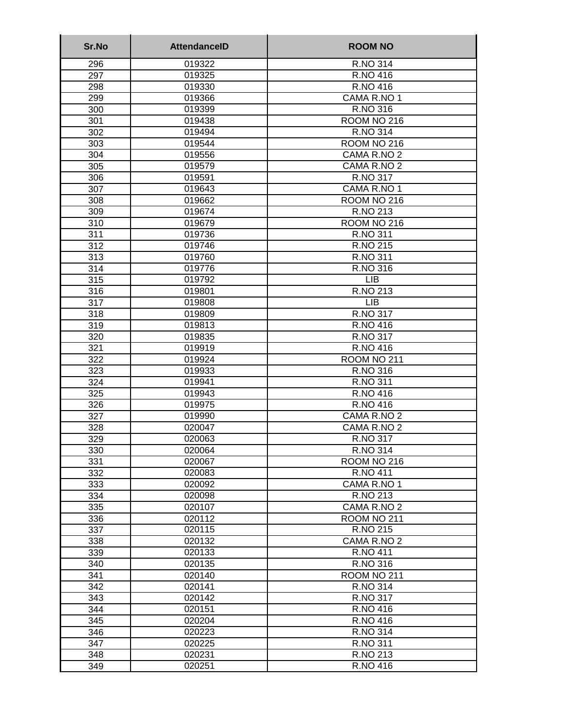| Sr.No | AttendanceID | ROOM NO |
|---|---|---|
| 296 | 019322 | R.NO 314 |
| 297 | 019325 | R.NO 416 |
| 298 | 019330 | R.NO 416 |
| 299 | 019366 | CAMA R.NO 1 |
| 300 | 019399 | R.NO 316 |
| 301 | 019438 | ROOM NO 216 |
| 302 | 019494 | R.NO 314 |
| 303 | 019544 | ROOM NO 216 |
| 304 | 019556 | CAMA R.NO 2 |
| 305 | 019579 | CAMA R.NO 2 |
| 306 | 019591 | R.NO 317 |
| 307 | 019643 | CAMA R.NO 1 |
| 308 | 019662 | ROOM NO 216 |
| 309 | 019674 | R.NO 213 |
| 310 | 019679 | ROOM NO 216 |
| 311 | 019736 | R.NO 311 |
| 312 | 019746 | R.NO 215 |
| 313 | 019760 | R.NO 311 |
| 314 | 019776 | R.NO 316 |
| 315 | 019792 | LIB |
| 316 | 019801 | R.NO 213 |
| 317 | 019808 | LIB |
| 318 | 019809 | R.NO 317 |
| 319 | 019813 | R.NO 416 |
| 320 | 019835 | R.NO 317 |
| 321 | 019919 | R.NO 416 |
| 322 | 019924 | ROOM NO 211 |
| 323 | 019933 | R.NO 316 |
| 324 | 019941 | R.NO 311 |
| 325 | 019943 | R.NO 416 |
| 326 | 019975 | R.NO 416 |
| 327 | 019990 | CAMA R.NO 2 |
| 328 | 020047 | CAMA R.NO 2 |
| 329 | 020063 | R.NO 317 |
| 330 | 020064 | R.NO 314 |
| 331 | 020067 | ROOM NO 216 |
| 332 | 020083 | R.NO 411 |
| 333 | 020092 | CAMA R.NO 1 |
| 334 | 020098 | R.NO 213 |
| 335 | 020107 | CAMA R.NO 2 |
| 336 | 020112 | ROOM NO 211 |
| 337 | 020115 | R.NO 215 |
| 338 | 020132 | CAMA R.NO 2 |
| 339 | 020133 | R.NO 411 |
| 340 | 020135 | R.NO 316 |
| 341 | 020140 | ROOM NO 211 |
| 342 | 020141 | R.NO 314 |
| 343 | 020142 | R.NO 317 |
| 344 | 020151 | R.NO 416 |
| 345 | 020204 | R.NO 416 |
| 346 | 020223 | R.NO 314 |
| 347 | 020225 | R.NO 311 |
| 348 | 020231 | R.NO 213 |
| 349 | 020251 | R.NO 416 |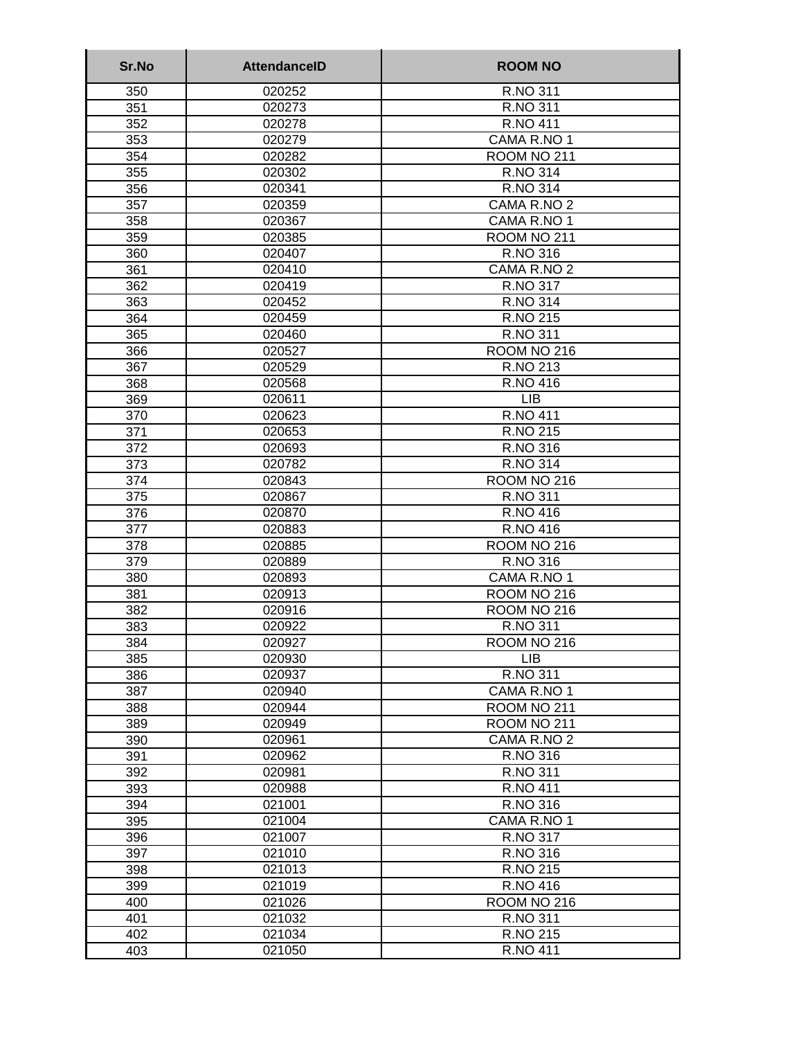| Sr.No | AttendanceID | ROOM NO |
|---|---|---|
| 350 | 020252 | R.NO 311 |
| 351 | 020273 | R.NO 311 |
| 352 | 020278 | R.NO 411 |
| 353 | 020279 | CAMA R.NO 1 |
| 354 | 020282 | ROOM NO 211 |
| 355 | 020302 | R.NO 314 |
| 356 | 020341 | R.NO 314 |
| 357 | 020359 | CAMA R.NO 2 |
| 358 | 020367 | CAMA R.NO 1 |
| 359 | 020385 | ROOM NO 211 |
| 360 | 020407 | R.NO 316 |
| 361 | 020410 | CAMA R.NO 2 |
| 362 | 020419 | R.NO 317 |
| 363 | 020452 | R.NO 314 |
| 364 | 020459 | R.NO 215 |
| 365 | 020460 | R.NO 311 |
| 366 | 020527 | ROOM NO 216 |
| 367 | 020529 | R.NO 213 |
| 368 | 020568 | R.NO 416 |
| 369 | 020611 | LIB |
| 370 | 020623 | R.NO 411 |
| 371 | 020653 | R.NO 215 |
| 372 | 020693 | R.NO 316 |
| 373 | 020782 | R.NO 314 |
| 374 | 020843 | ROOM NO 216 |
| 375 | 020867 | R.NO 311 |
| 376 | 020870 | R.NO 416 |
| 377 | 020883 | R.NO 416 |
| 378 | 020885 | ROOM NO 216 |
| 379 | 020889 | R.NO 316 |
| 380 | 020893 | CAMA R.NO 1 |
| 381 | 020913 | ROOM NO 216 |
| 382 | 020916 | ROOM NO 216 |
| 383 | 020922 | R.NO 311 |
| 384 | 020927 | ROOM NO 216 |
| 385 | 020930 | LIB |
| 386 | 020937 | R.NO 311 |
| 387 | 020940 | CAMA R.NO 1 |
| 388 | 020944 | ROOM NO 211 |
| 389 | 020949 | ROOM NO 211 |
| 390 | 020961 | CAMA R.NO 2 |
| 391 | 020962 | R.NO 316 |
| 392 | 020981 | R.NO 311 |
| 393 | 020988 | R.NO 411 |
| 394 | 021001 | R.NO 316 |
| 395 | 021004 | CAMA R.NO 1 |
| 396 | 021007 | R.NO 317 |
| 397 | 021010 | R.NO 316 |
| 398 | 021013 | R.NO 215 |
| 399 | 021019 | R.NO 416 |
| 400 | 021026 | ROOM NO 216 |
| 401 | 021032 | R.NO 311 |
| 402 | 021034 | R.NO 215 |
| 403 | 021050 | R.NO 411 |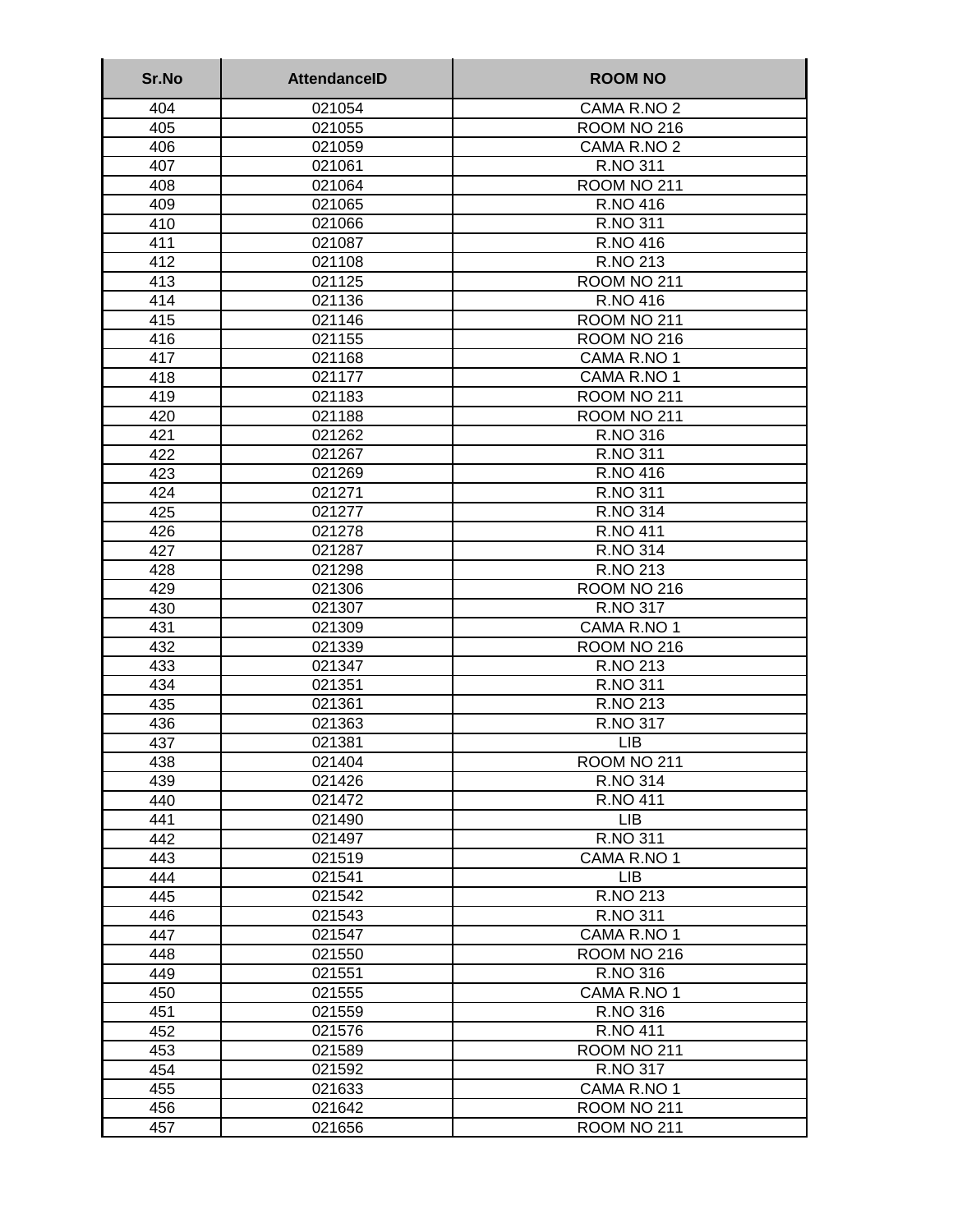| Sr.No | AttendanceID | ROOM NO |
|---|---|---|
| 404 | 021054 | CAMA R.NO 2 |
| 405 | 021055 | ROOM NO 216 |
| 406 | 021059 | CAMA R.NO 2 |
| 407 | 021061 | R.NO 311 |
| 408 | 021064 | ROOM NO 211 |
| 409 | 021065 | R.NO 416 |
| 410 | 021066 | R.NO 311 |
| 411 | 021087 | R.NO 416 |
| 412 | 021108 | R.NO 213 |
| 413 | 021125 | ROOM NO 211 |
| 414 | 021136 | R.NO 416 |
| 415 | 021146 | ROOM NO 211 |
| 416 | 021155 | ROOM NO 216 |
| 417 | 021168 | CAMA R.NO 1 |
| 418 | 021177 | CAMA R.NO 1 |
| 419 | 021183 | ROOM NO 211 |
| 420 | 021188 | ROOM NO 211 |
| 421 | 021262 | R.NO 316 |
| 422 | 021267 | R.NO 311 |
| 423 | 021269 | R.NO 416 |
| 424 | 021271 | R.NO 311 |
| 425 | 021277 | R.NO 314 |
| 426 | 021278 | R.NO 411 |
| 427 | 021287 | R.NO 314 |
| 428 | 021298 | R.NO 213 |
| 429 | 021306 | ROOM NO 216 |
| 430 | 021307 | R.NO 317 |
| 431 | 021309 | CAMA R.NO 1 |
| 432 | 021339 | ROOM NO 216 |
| 433 | 021347 | R.NO 213 |
| 434 | 021351 | R.NO 311 |
| 435 | 021361 | R.NO 213 |
| 436 | 021363 | R.NO 317 |
| 437 | 021381 | LIB |
| 438 | 021404 | ROOM NO 211 |
| 439 | 021426 | R.NO 314 |
| 440 | 021472 | R.NO 411 |
| 441 | 021490 | LIB |
| 442 | 021497 | R.NO 311 |
| 443 | 021519 | CAMA R.NO 1 |
| 444 | 021541 | LIB |
| 445 | 021542 | R.NO 213 |
| 446 | 021543 | R.NO 311 |
| 447 | 021547 | CAMA R.NO 1 |
| 448 | 021550 | ROOM NO 216 |
| 449 | 021551 | R.NO 316 |
| 450 | 021555 | CAMA R.NO 1 |
| 451 | 021559 | R.NO 316 |
| 452 | 021576 | R.NO 411 |
| 453 | 021589 | ROOM NO 211 |
| 454 | 021592 | R.NO 317 |
| 455 | 021633 | CAMA R.NO 1 |
| 456 | 021642 | ROOM NO 211 |
| 457 | 021656 | ROOM NO 211 |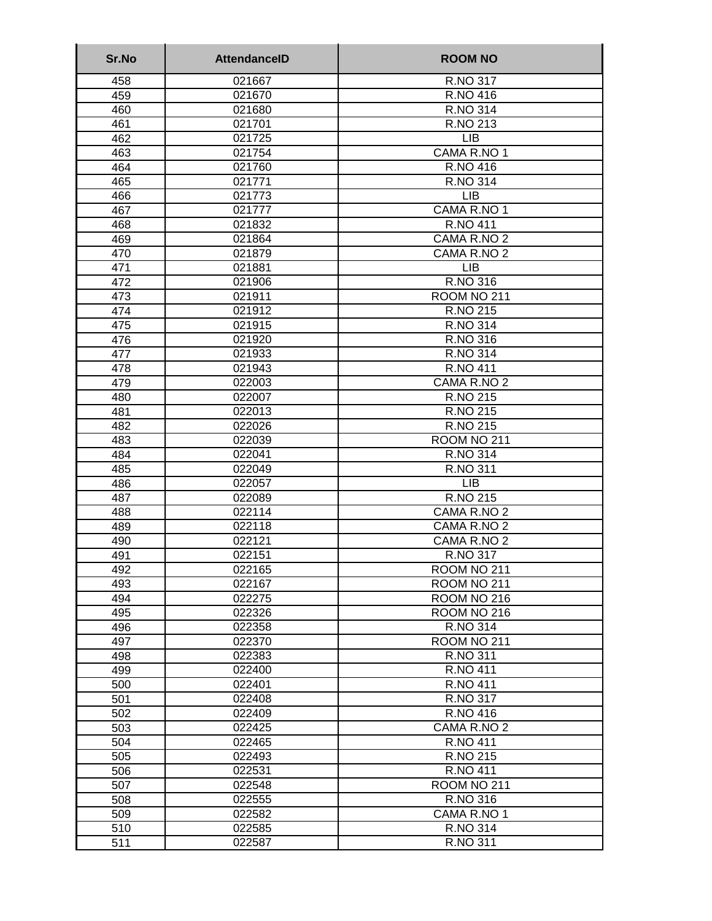| Sr.No | AttendanceID | ROOM NO |
|---|---|---|
| 458 | 021667 | R.NO 317 |
| 459 | 021670 | R.NO 416 |
| 460 | 021680 | R.NO 314 |
| 461 | 021701 | R.NO 213 |
| 462 | 021725 | LIB |
| 463 | 021754 | CAMA R.NO 1 |
| 464 | 021760 | R.NO 416 |
| 465 | 021771 | R.NO 314 |
| 466 | 021773 | LIB |
| 467 | 021777 | CAMA R.NO 1 |
| 468 | 021832 | R.NO 411 |
| 469 | 021864 | CAMA R.NO 2 |
| 470 | 021879 | CAMA R.NO 2 |
| 471 | 021881 | LIB |
| 472 | 021906 | R.NO 316 |
| 473 | 021911 | ROOM NO 211 |
| 474 | 021912 | R.NO 215 |
| 475 | 021915 | R.NO 314 |
| 476 | 021920 | R.NO 316 |
| 477 | 021933 | R.NO 314 |
| 478 | 021943 | R.NO 411 |
| 479 | 022003 | CAMA R.NO 2 |
| 480 | 022007 | R.NO 215 |
| 481 | 022013 | R.NO 215 |
| 482 | 022026 | R.NO 215 |
| 483 | 022039 | ROOM NO 211 |
| 484 | 022041 | R.NO 314 |
| 485 | 022049 | R.NO 311 |
| 486 | 022057 | LIB |
| 487 | 022089 | R.NO 215 |
| 488 | 022114 | CAMA R.NO 2 |
| 489 | 022118 | CAMA R.NO 2 |
| 490 | 022121 | CAMA R.NO 2 |
| 491 | 022151 | R.NO 317 |
| 492 | 022165 | ROOM NO 211 |
| 493 | 022167 | ROOM NO 211 |
| 494 | 022275 | ROOM NO 216 |
| 495 | 022326 | ROOM NO 216 |
| 496 | 022358 | R.NO 314 |
| 497 | 022370 | ROOM NO 211 |
| 498 | 022383 | R.NO 311 |
| 499 | 022400 | R.NO 411 |
| 500 | 022401 | R.NO 411 |
| 501 | 022408 | R.NO 317 |
| 502 | 022409 | R.NO 416 |
| 503 | 022425 | CAMA R.NO 2 |
| 504 | 022465 | R.NO 411 |
| 505 | 022493 | R.NO 215 |
| 506 | 022531 | R.NO 411 |
| 507 | 022548 | ROOM NO 211 |
| 508 | 022555 | R.NO 316 |
| 509 | 022582 | CAMA R.NO 1 |
| 510 | 022585 | R.NO 314 |
| 511 | 022587 | R.NO 311 |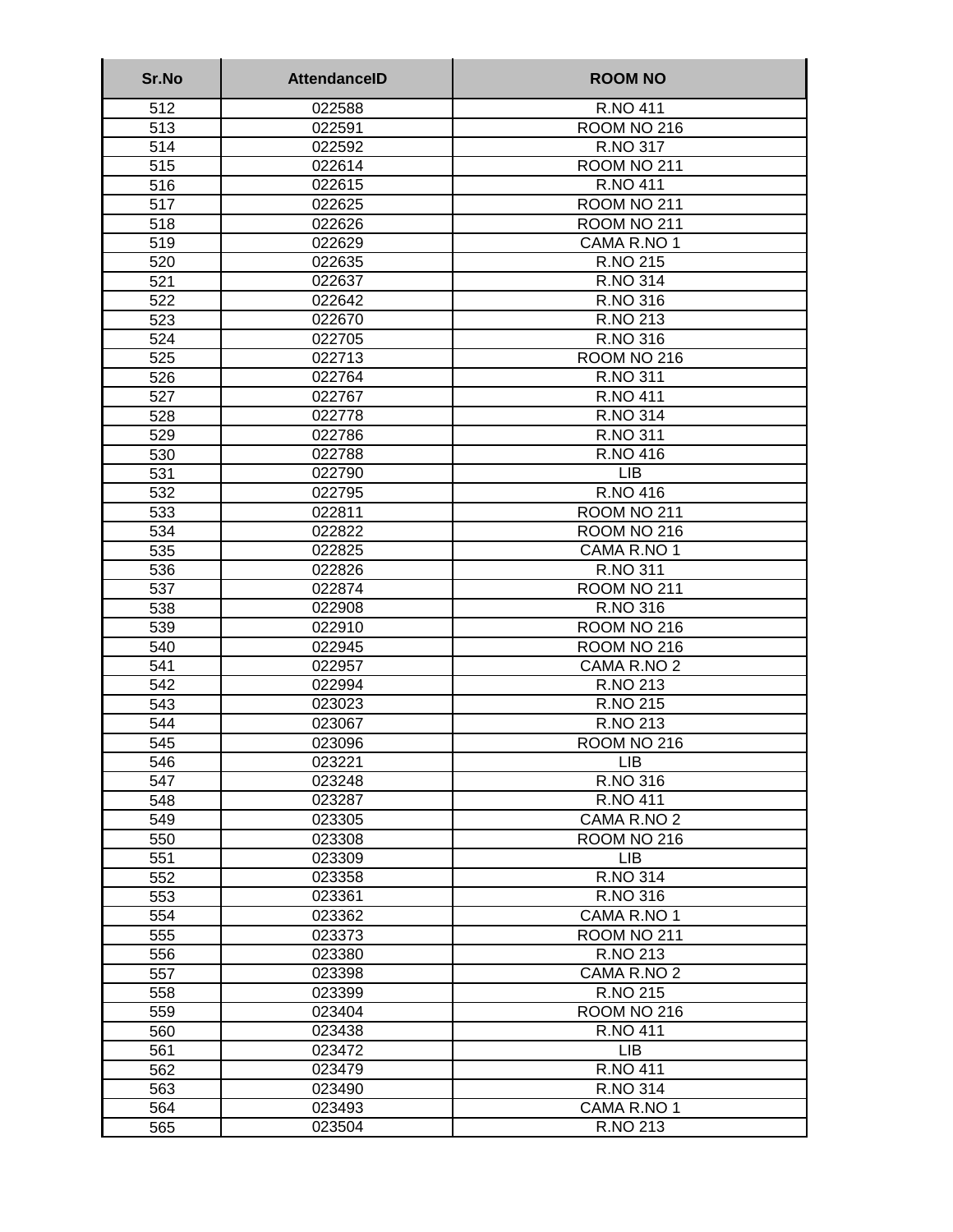| Sr.No | AttendanceID | ROOM NO |
|---|---|---|
| 512 | 022588 | R.NO 411 |
| 513 | 022591 | ROOM NO 216 |
| 514 | 022592 | R.NO 317 |
| 515 | 022614 | ROOM NO 211 |
| 516 | 022615 | R.NO 411 |
| 517 | 022625 | ROOM NO 211 |
| 518 | 022626 | ROOM NO 211 |
| 519 | 022629 | CAMA R.NO 1 |
| 520 | 022635 | R.NO 215 |
| 521 | 022637 | R.NO 314 |
| 522 | 022642 | R.NO 316 |
| 523 | 022670 | R.NO 213 |
| 524 | 022705 | R.NO 316 |
| 525 | 022713 | ROOM NO 216 |
| 526 | 022764 | R.NO 311 |
| 527 | 022767 | R.NO 411 |
| 528 | 022778 | R.NO 314 |
| 529 | 022786 | R.NO 311 |
| 530 | 022788 | R.NO 416 |
| 531 | 022790 | LIB |
| 532 | 022795 | R.NO 416 |
| 533 | 022811 | ROOM NO 211 |
| 534 | 022822 | ROOM NO 216 |
| 535 | 022825 | CAMA R.NO 1 |
| 536 | 022826 | R.NO 311 |
| 537 | 022874 | ROOM NO 211 |
| 538 | 022908 | R.NO 316 |
| 539 | 022910 | ROOM NO 216 |
| 540 | 022945 | ROOM NO 216 |
| 541 | 022957 | CAMA R.NO 2 |
| 542 | 022994 | R.NO 213 |
| 543 | 023023 | R.NO 215 |
| 544 | 023067 | R.NO 213 |
| 545 | 023096 | ROOM NO 216 |
| 546 | 023221 | LIB |
| 547 | 023248 | R.NO 316 |
| 548 | 023287 | R.NO 411 |
| 549 | 023305 | CAMA R.NO 2 |
| 550 | 023308 | ROOM NO 216 |
| 551 | 023309 | LIB |
| 552 | 023358 | R.NO 314 |
| 553 | 023361 | R.NO 316 |
| 554 | 023362 | CAMA R.NO 1 |
| 555 | 023373 | ROOM NO 211 |
| 556 | 023380 | R.NO 213 |
| 557 | 023398 | CAMA R.NO 2 |
| 558 | 023399 | R.NO 215 |
| 559 | 023404 | ROOM NO 216 |
| 560 | 023438 | R.NO 411 |
| 561 | 023472 | LIB |
| 562 | 023479 | R.NO 411 |
| 563 | 023490 | R.NO 314 |
| 564 | 023493 | CAMA R.NO 1 |
| 565 | 023504 | R.NO 213 |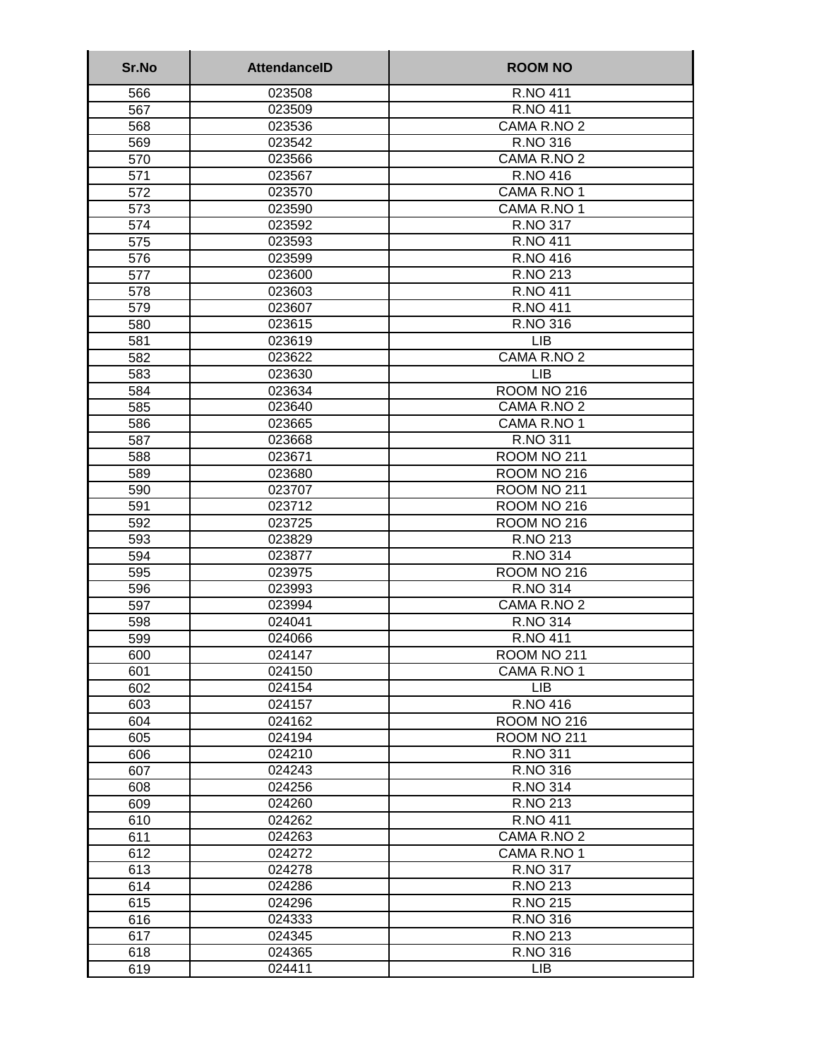| Sr.No | AttendanceID | ROOM NO |
|---|---|---|
| 566 | 023508 | R.NO 411 |
| 567 | 023509 | R.NO 411 |
| 568 | 023536 | CAMA R.NO 2 |
| 569 | 023542 | R.NO 316 |
| 570 | 023566 | CAMA R.NO 2 |
| 571 | 023567 | R.NO 416 |
| 572 | 023570 | CAMA R.NO 1 |
| 573 | 023590 | CAMA R.NO 1 |
| 574 | 023592 | R.NO 317 |
| 575 | 023593 | R.NO 411 |
| 576 | 023599 | R.NO 416 |
| 577 | 023600 | R.NO 213 |
| 578 | 023603 | R.NO 411 |
| 579 | 023607 | R.NO 411 |
| 580 | 023615 | R.NO 316 |
| 581 | 023619 | LIB |
| 582 | 023622 | CAMA R.NO 2 |
| 583 | 023630 | LIB |
| 584 | 023634 | ROOM NO 216 |
| 585 | 023640 | CAMA R.NO 2 |
| 586 | 023665 | CAMA R.NO 1 |
| 587 | 023668 | R.NO 311 |
| 588 | 023671 | ROOM NO 211 |
| 589 | 023680 | ROOM NO 216 |
| 590 | 023707 | ROOM NO 211 |
| 591 | 023712 | ROOM NO 216 |
| 592 | 023725 | ROOM NO 216 |
| 593 | 023829 | R.NO 213 |
| 594 | 023877 | R.NO 314 |
| 595 | 023975 | ROOM NO 216 |
| 596 | 023993 | R.NO 314 |
| 597 | 023994 | CAMA R.NO 2 |
| 598 | 024041 | R.NO 314 |
| 599 | 024066 | R.NO 411 |
| 600 | 024147 | ROOM NO 211 |
| 601 | 024150 | CAMA R.NO 1 |
| 602 | 024154 | LIB |
| 603 | 024157 | R.NO 416 |
| 604 | 024162 | ROOM NO 216 |
| 605 | 024194 | ROOM NO 211 |
| 606 | 024210 | R.NO 311 |
| 607 | 024243 | R.NO 316 |
| 608 | 024256 | R.NO 314 |
| 609 | 024260 | R.NO 213 |
| 610 | 024262 | R.NO 411 |
| 611 | 024263 | CAMA R.NO 2 |
| 612 | 024272 | CAMA R.NO 1 |
| 613 | 024278 | R.NO 317 |
| 614 | 024286 | R.NO 213 |
| 615 | 024296 | R.NO 215 |
| 616 | 024333 | R.NO 316 |
| 617 | 024345 | R.NO 213 |
| 618 | 024365 | R.NO 316 |
| 619 | 024411 | LIB |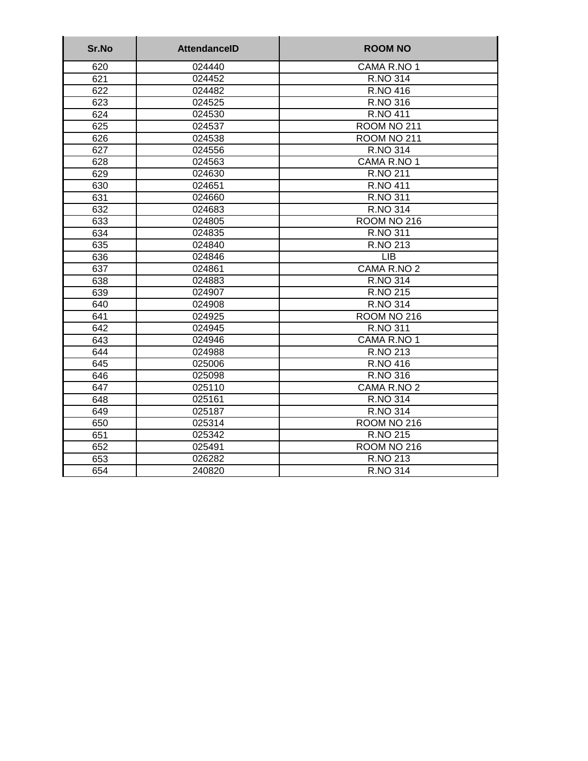| Sr.No | AttendanceID | ROOM NO |
|---|---|---|
| 620 | 024440 | CAMA R.NO 1 |
| 621 | 024452 | R.NO 314 |
| 622 | 024482 | R.NO 416 |
| 623 | 024525 | R.NO 316 |
| 624 | 024530 | R.NO 411 |
| 625 | 024537 | ROOM NO 211 |
| 626 | 024538 | ROOM NO 211 |
| 627 | 024556 | R.NO 314 |
| 628 | 024563 | CAMA R.NO 1 |
| 629 | 024630 | R.NO 211 |
| 630 | 024651 | R.NO 411 |
| 631 | 024660 | R.NO 311 |
| 632 | 024683 | R.NO 314 |
| 633 | 024805 | ROOM NO 216 |
| 634 | 024835 | R.NO 311 |
| 635 | 024840 | R.NO 213 |
| 636 | 024846 | LIB |
| 637 | 024861 | CAMA R.NO 2 |
| 638 | 024883 | R.NO 314 |
| 639 | 024907 | R.NO 215 |
| 640 | 024908 | R.NO 314 |
| 641 | 024925 | ROOM NO 216 |
| 642 | 024945 | R.NO 311 |
| 643 | 024946 | CAMA R.NO 1 |
| 644 | 024988 | R.NO 213 |
| 645 | 025006 | R.NO 416 |
| 646 | 025098 | R.NO 316 |
| 647 | 025110 | CAMA R.NO 2 |
| 648 | 025161 | R.NO 314 |
| 649 | 025187 | R.NO 314 |
| 650 | 025314 | ROOM NO 216 |
| 651 | 025342 | R.NO 215 |
| 652 | 025491 | ROOM NO 216 |
| 653 | 026282 | R.NO 213 |
| 654 | 240820 | R.NO 314 |